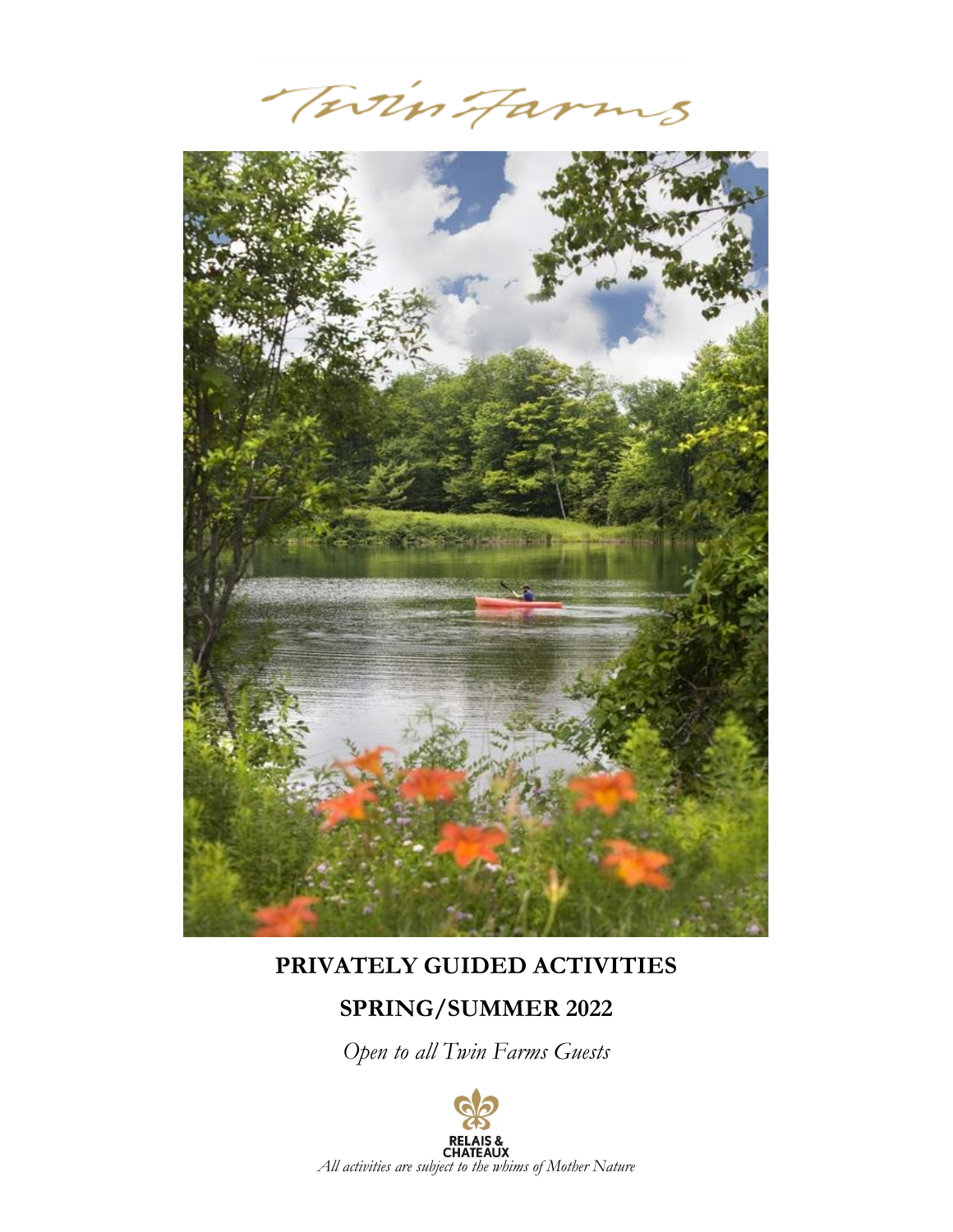# Twin Farms

## PRIVATELY GUIDED ACTIVITIES

## SPRING/SUMMER 2022

*Open to all Twin Farms Guests*

RELAIS & CHATEAUX

*All activities are subject to the whims of Mother Nature*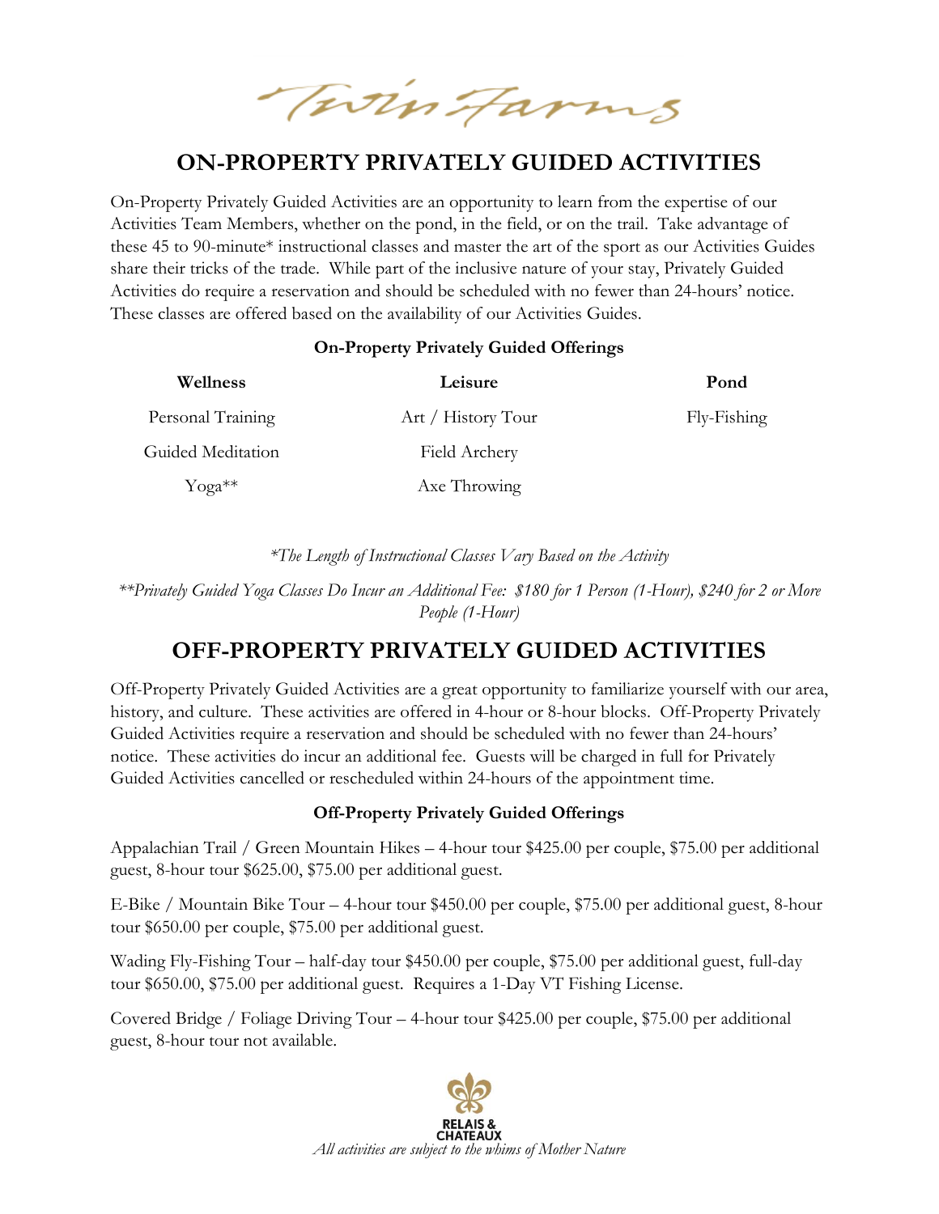Twin Farms

# ON-PROPERTY PRIVATELY GUIDED ACTIVITIES

On-Property Privately Guided Activities are an opportunity to learn from the expertise of our Activities Team Members, whether on the pond, in the field, or on the trail. Take advantage of these 45 to 90-minute* instructional classes and master the art of the sport as our Activities Guides share their tricks of the trade. While part of the inclusive nature of your stay, Privately Guided Activities do require a reservation and should be scheduled with no fewer than 24-hours' notice. These classes are offered based on the availability of our Activities Guides.

**On-Property Privately Guided Offerings**

| Wellness | Leisure | Pond |
|---|---|---|
| Personal Training | Art / History Tour | Fly-Fishing |
| Guided Meditation | Field Archery | |
| Yoga** | Axe Throwing | |

*\*The Length of Instructional Classes Vary Based on the Activity*

*\*\*Privately Guided Yoga Classes Do Incur an Additional Fee: $180 for 1 Person (1-Hour), $240 for 2 or More People (1-Hour)*

# OFF-PROPERTY PRIVATELY GUIDED ACTIVITIES

Off-Property Privately Guided Activities are a great opportunity to familiarize yourself with our area, history, and culture. These activities are offered in 4-hour or 8-hour blocks. Off-Property Privately Guided Activities require a reservation and should be scheduled with no fewer than 24-hours' notice. These activities do incur an additional fee. Guests will be charged in full for Privately Guided Activities cancelled or rescheduled within 24-hours of the appointment time.

**Off-Property Privately Guided Offerings**

Appalachian Trail / Green Mountain Hikes – 4-hour tour $425.00 per couple, $75.00 per additional guest, 8-hour tour $625.00, $75.00 per additional guest.

E-Bike / Mountain Bike Tour – 4-hour tour $450.00 per couple, $75.00 per additional guest, 8-hour tour $650.00 per couple, $75.00 per additional guest.

Wading Fly-Fishing Tour – half-day tour $450.00 per couple, $75.00 per additional guest, full-day tour $650.00, $75.00 per additional guest. Requires a 1-Day VT Fishing License.

Covered Bridge / Foliage Driving Tour – 4-hour tour $425.00 per couple, $75.00 per additional guest, 8-hour tour not available.

RELAIS & CHATEAUX

*All activities are subject to the whims of Mother Nature*